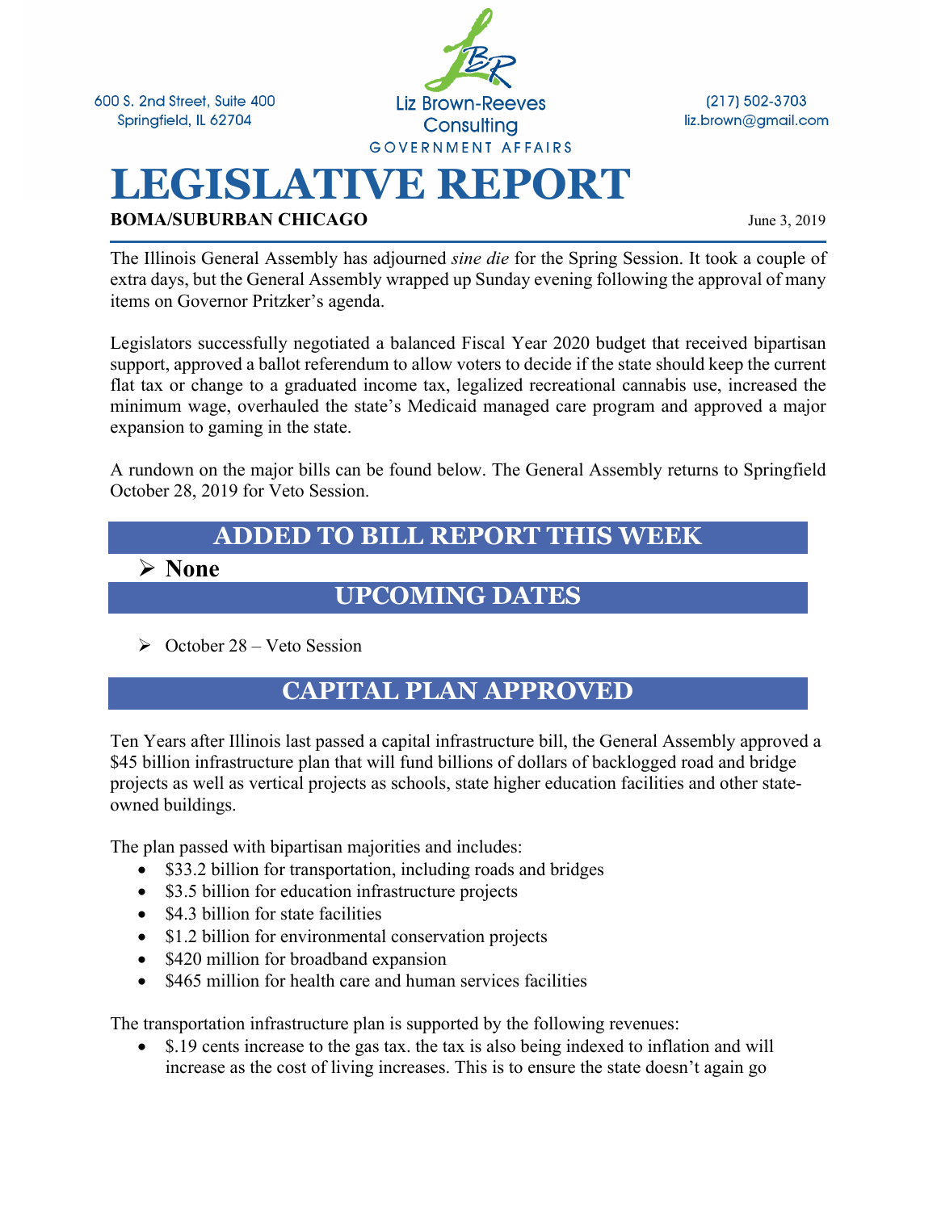600 S. 2nd Street, Suite 400
Springfield, IL 62704

Liz Brown-Reeves Consulting
GOVERNMENT AFFAIRS

(217) 502-3703
liz.brown@gmail.com

# LEGISLATIVE REPORT

**BOMA/SUBURBAN CHICAGO**

June 3, 2019

The Illinois General Assembly has adjourned *sine die* for the Spring Session. It took a couple of extra days, but the General Assembly wrapped up Sunday evening following the approval of many items on Governor Pritzker's agenda.

Legislators successfully negotiated a balanced Fiscal Year 2020 budget that received bipartisan support, approved a ballot referendum to allow voters to decide if the state should keep the current flat tax or change to a graduated income tax, legalized recreational cannabis use, increased the minimum wage, overhauled the state's Medicaid managed care program and approved a major expansion to gaming in the state.

A rundown on the major bills can be found below. The General Assembly returns to Springfield October 28, 2019 for Veto Session.

## ADDED TO BILL REPORT THIS WEEK

- **None**

## UPCOMING DATES

- October 28 – Veto Session

## CAPITAL PLAN APPROVED

Ten Years after Illinois last passed a capital infrastructure bill, the General Assembly approved a $45 billion infrastructure plan that will fund billions of dollars of backlogged road and bridge projects as well as vertical projects as schools, state higher education facilities and other state-owned buildings.

The plan passed with bipartisan majorities and includes:

- $33.2 billion for transportation, including roads and bridges
- $3.5 billion for education infrastructure projects
- $4.3 billion for state facilities
- $1.2 billion for environmental conservation projects
- $420 million for broadband expansion
- $465 million for health care and human services facilities

The transportation infrastructure plan is supported by the following revenues:

- $.19 cents increase to the gas tax. the tax is also being indexed to inflation and will increase as the cost of living increases. This is to ensure the state doesn't again go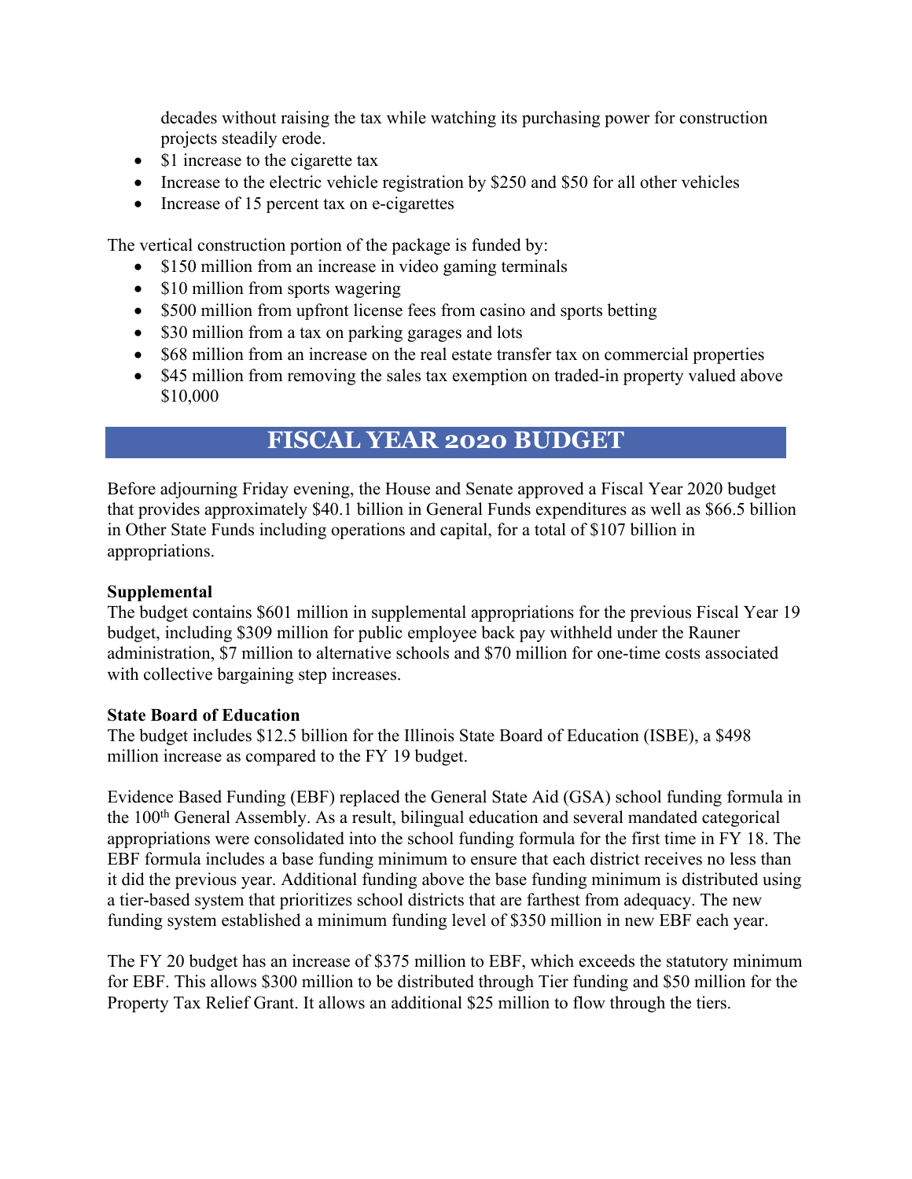decades without raising the tax while watching its purchasing power for construction projects steadily erode.

- $1 increase to the cigarette tax
- Increase to the electric vehicle registration by $250 and $50 for all other vehicles
- Increase of 15 percent tax on e-cigarettes

The vertical construction portion of the package is funded by:

- $150 million from an increase in video gaming terminals
- $10 million from sports wagering
- $500 million from upfront license fees from casino and sports betting
- $30 million from a tax on parking garages and lots
- $68 million from an increase on the real estate transfer tax on commercial properties
- $45 million from removing the sales tax exemption on traded-in property valued above $10,000

## FISCAL YEAR 2020 BUDGET

Before adjourning Friday evening, the House and Senate approved a Fiscal Year 2020 budget that provides approximately $40.1 billion in General Funds expenditures as well as $66.5 billion in Other State Funds including operations and capital, for a total of $107 billion in appropriations.

**Supplemental**
The budget contains $601 million in supplemental appropriations for the previous Fiscal Year 19 budget, including $309 million for public employee back pay withheld under the Rauner administration, $7 million to alternative schools and $70 million for one-time costs associated with collective bargaining step increases.

**State Board of Education**
The budget includes $12.5 billion for the Illinois State Board of Education (ISBE), a $498 million increase as compared to the FY 19 budget.

Evidence Based Funding (EBF) replaced the General State Aid (GSA) school funding formula in the 100th General Assembly. As a result, bilingual education and several mandated categorical appropriations were consolidated into the school funding formula for the first time in FY 18. The EBF formula includes a base funding minimum to ensure that each district receives no less than it did the previous year. Additional funding above the base funding minimum is distributed using a tier-based system that prioritizes school districts that are farthest from adequacy. The new funding system established a minimum funding level of $350 million in new EBF each year.

The FY 20 budget has an increase of $375 million to EBF, which exceeds the statutory minimum for EBF. This allows $300 million to be distributed through Tier funding and $50 million for the Property Tax Relief Grant. It allows an additional $25 million to flow through the tiers.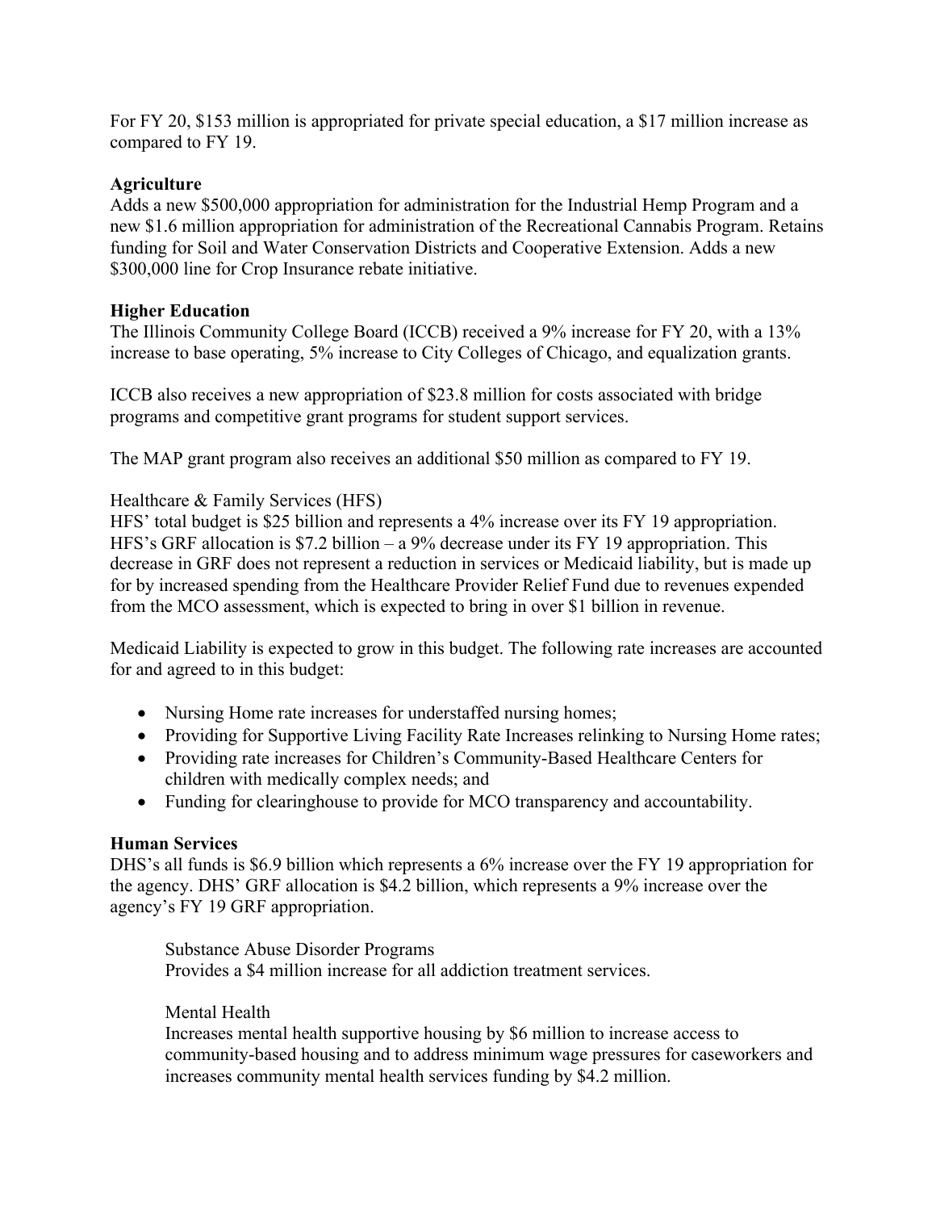For FY 20, $153 million is appropriated for private special education, a $17 million increase as compared to FY 19.

**Agriculture**
Adds a new $500,000 appropriation for administration for the Industrial Hemp Program and a new $1.6 million appropriation for administration of the Recreational Cannabis Program. Retains funding for Soil and Water Conservation Districts and Cooperative Extension. Adds a new $300,000 line for Crop Insurance rebate initiative.

**Higher Education**
The Illinois Community College Board (ICCB) received a 9% increase for FY 20, with a 13% increase to base operating, 5% increase to City Colleges of Chicago, and equalization grants.

ICCB also receives a new appropriation of $23.8 million for costs associated with bridge programs and competitive grant programs for student support services.

The MAP grant program also receives an additional $50 million as compared to FY 19.

Healthcare & Family Services (HFS)
HFS' total budget is $25 billion and represents a 4% increase over its FY 19 appropriation. HFS's GRF allocation is $7.2 billion – a 9% decrease under its FY 19 appropriation. This decrease in GRF does not represent a reduction in services or Medicaid liability, but is made up for by increased spending from the Healthcare Provider Relief Fund due to revenues expended from the MCO assessment, which is expected to bring in over $1 billion in revenue.

Medicaid Liability is expected to grow in this budget. The following rate increases are accounted for and agreed to in this budget:

- Nursing Home rate increases for understaffed nursing homes;
- Providing for Supportive Living Facility Rate Increases relinking to Nursing Home rates;
- Providing rate increases for Children's Community-Based Healthcare Centers for children with medically complex needs; and
- Funding for clearinghouse to provide for MCO transparency and accountability.

**Human Services**
DHS's all funds is $6.9 billion which represents a 6% increase over the FY 19 appropriation for the agency. DHS' GRF allocation is $4.2 billion, which represents a 9% increase over the agency's FY 19 GRF appropriation.

Substance Abuse Disorder Programs
Provides a $4 million increase for all addiction treatment services.

Mental Health
Increases mental health supportive housing by $6 million to increase access to community-based housing and to address minimum wage pressures for caseworkers and increases community mental health services funding by $4.2 million.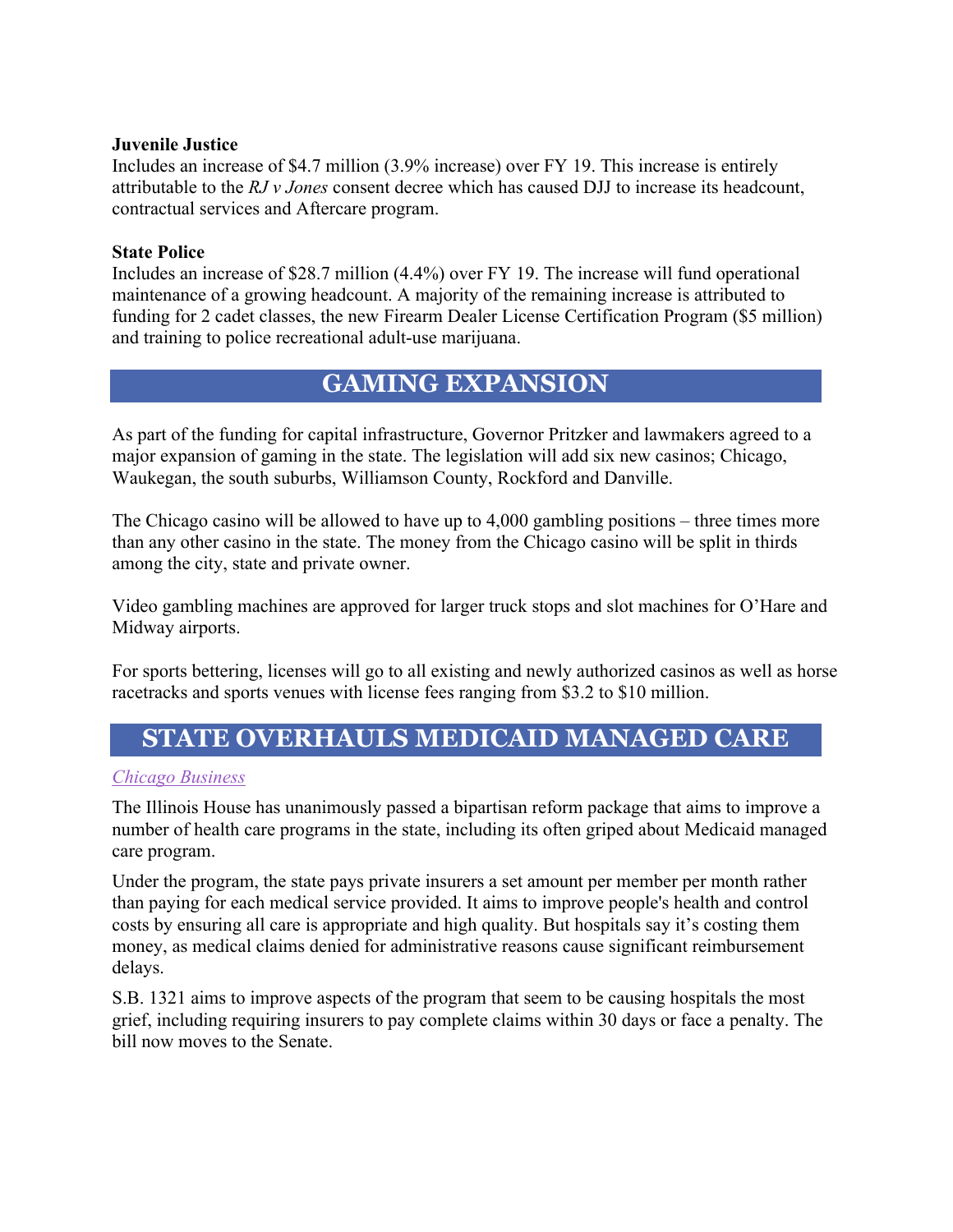**Juvenile Justice**
Includes an increase of $4.7 million (3.9% increase) over FY 19. This increase is entirely attributable to the *RJ v Jones* consent decree which has caused DJJ to increase its headcount, contractual services and Aftercare program.

**State Police**
Includes an increase of $28.7 million (4.4%) over FY 19. The increase will fund operational maintenance of a growing headcount. A majority of the remaining increase is attributed to funding for 2 cadet classes, the new Firearm Dealer License Certification Program ($5 million) and training to police recreational adult-use marijuana.

## GAMING EXPANSION

As part of the funding for capital infrastructure, Governor Pritzker and lawmakers agreed to a major expansion of gaming in the state. The legislation will add six new casinos; Chicago, Waukegan, the south suburbs, Williamson County, Rockford and Danville.

The Chicago casino will be allowed to have up to 4,000 gambling positions – three times more than any other casino in the state. The money from the Chicago casino will be split in thirds among the city, state and private owner.

Video gambling machines are approved for larger truck stops and slot machines for O'Hare and Midway airports.

For sports bettering, licenses will go to all existing and newly authorized casinos as well as horse racetracks and sports venues with license fees ranging from $3.2 to $10 million.

## STATE OVERHAULS MEDICAID MANAGED CARE

*Chicago Business*

The Illinois House has unanimously passed a bipartisan reform package that aims to improve a number of health care programs in the state, including its often griped about Medicaid managed care program.

Under the program, the state pays private insurers a set amount per member per month rather than paying for each medical service provided. It aims to improve people's health and control costs by ensuring all care is appropriate and high quality. But hospitals say it's costing them money, as medical claims denied for administrative reasons cause significant reimbursement delays.

S.B. 1321 aims to improve aspects of the program that seem to be causing hospitals the most grief, including requiring insurers to pay complete claims within 30 days or face a penalty. The bill now moves to the Senate.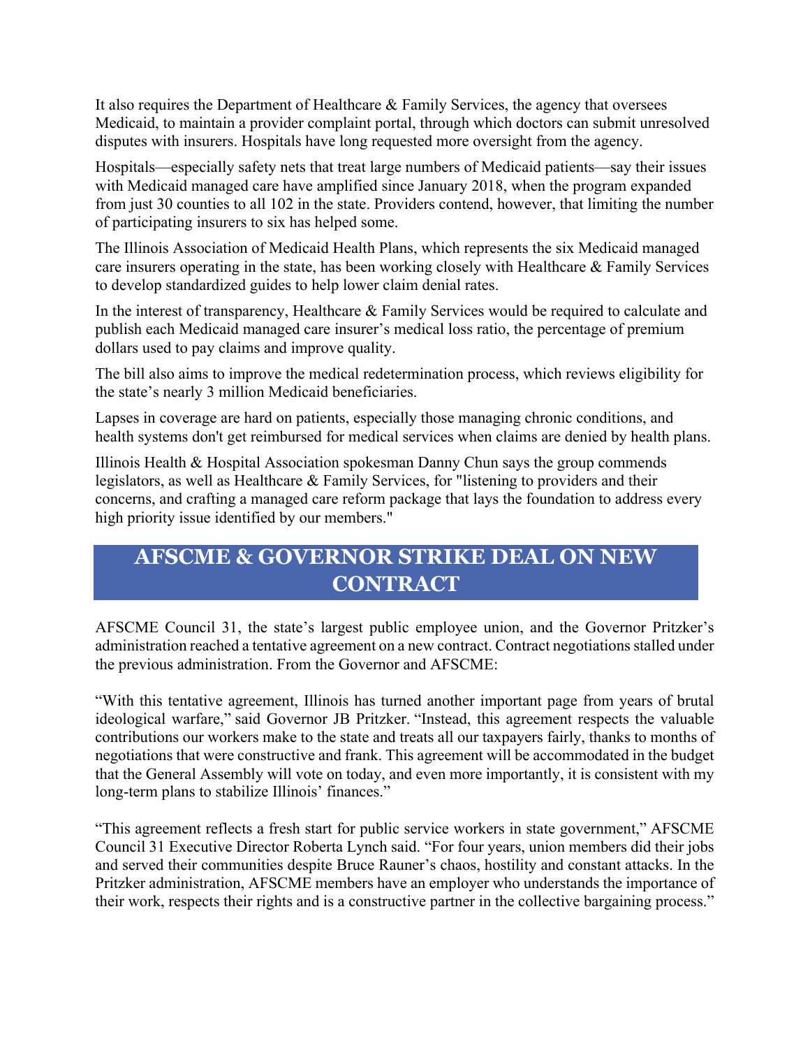It also requires the Department of Healthcare & Family Services, the agency that oversees Medicaid, to maintain a provider complaint portal, through which doctors can submit unresolved disputes with insurers. Hospitals have long requested more oversight from the agency.

Hospitals—especially safety nets that treat large numbers of Medicaid patients—say their issues with Medicaid managed care have amplified since January 2018, when the program expanded from just 30 counties to all 102 in the state. Providers contend, however, that limiting the number of participating insurers to six has helped some.

The Illinois Association of Medicaid Health Plans, which represents the six Medicaid managed care insurers operating in the state, has been working closely with Healthcare & Family Services to develop standardized guides to help lower claim denial rates.

In the interest of transparency, Healthcare & Family Services would be required to calculate and publish each Medicaid managed care insurer's medical loss ratio, the percentage of premium dollars used to pay claims and improve quality.

The bill also aims to improve the medical redetermination process, which reviews eligibility for the state's nearly 3 million Medicaid beneficiaries.

Lapses in coverage are hard on patients, especially those managing chronic conditions, and health systems don't get reimbursed for medical services when claims are denied by health plans.

Illinois Health & Hospital Association spokesman Danny Chun says the group commends legislators, as well as Healthcare & Family Services, for "listening to providers and their concerns, and crafting a managed care reform package that lays the foundation to address every high priority issue identified by our members."

## AFSCME & GOVERNOR STRIKE DEAL ON NEW CONTRACT

AFSCME Council 31, the state's largest public employee union, and the Governor Pritzker's administration reached a tentative agreement on a new contract. Contract negotiations stalled under the previous administration. From the Governor and AFSCME:

"With this tentative agreement, Illinois has turned another important page from years of brutal ideological warfare," said Governor JB Pritzker. "Instead, this agreement respects the valuable contributions our workers make to the state and treats all our taxpayers fairly, thanks to months of negotiations that were constructive and frank. This agreement will be accommodated in the budget that the General Assembly will vote on today, and even more importantly, it is consistent with my long-term plans to stabilize Illinois' finances."

"This agreement reflects a fresh start for public service workers in state government," AFSCME Council 31 Executive Director Roberta Lynch said. "For four years, union members did their jobs and served their communities despite Bruce Rauner's chaos, hostility and constant attacks. In the Pritzker administration, AFSCME members have an employer who understands the importance of their work, respects their rights and is a constructive partner in the collective bargaining process."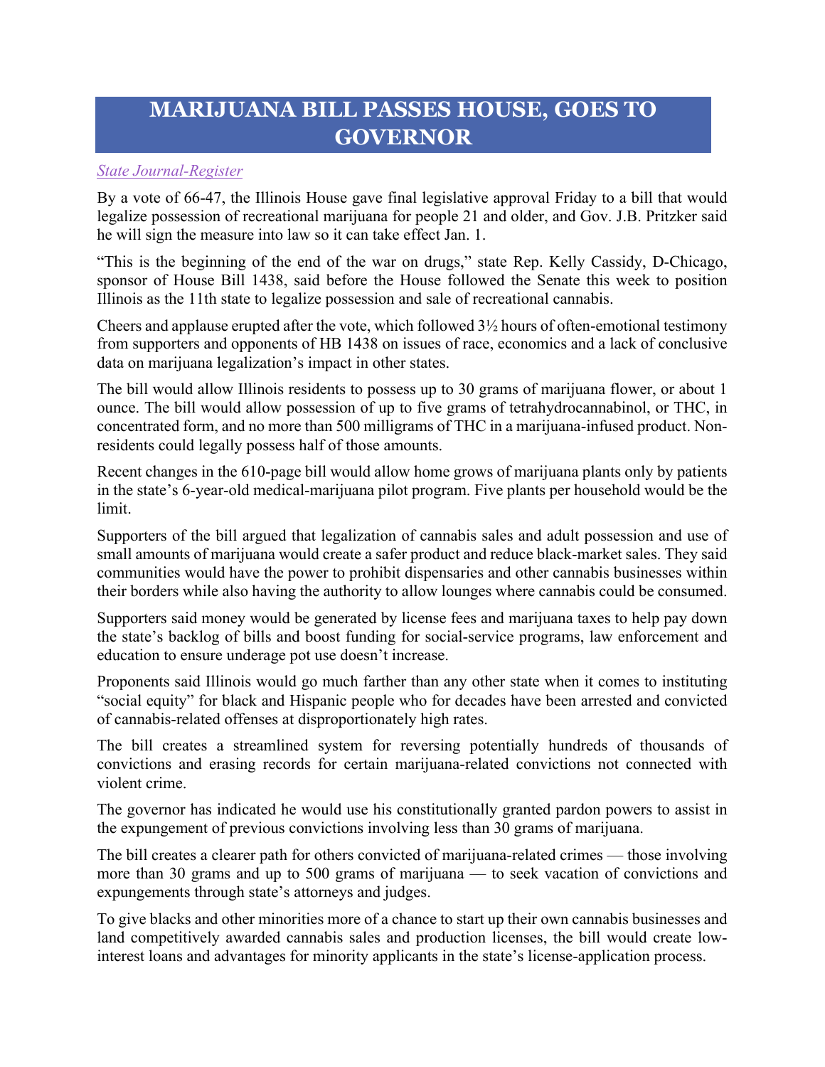# MARIJUANA BILL PASSES HOUSE, GOES TO GOVERNOR

*State Journal-Register*

By a vote of 66-47, the Illinois House gave final legislative approval Friday to a bill that would legalize possession of recreational marijuana for people 21 and older, and Gov. J.B. Pritzker said he will sign the measure into law so it can take effect Jan. 1.

"This is the beginning of the end of the war on drugs," state Rep. Kelly Cassidy, D-Chicago, sponsor of House Bill 1438, said before the House followed the Senate this week to position Illinois as the 11th state to legalize possession and sale of recreational cannabis.

Cheers and applause erupted after the vote, which followed 3½ hours of often-emotional testimony from supporters and opponents of HB 1438 on issues of race, economics and a lack of conclusive data on marijuana legalization's impact in other states.

The bill would allow Illinois residents to possess up to 30 grams of marijuana flower, or about 1 ounce. The bill would allow possession of up to five grams of tetrahydrocannabinol, or THC, in concentrated form, and no more than 500 milligrams of THC in a marijuana-infused product. Non-residents could legally possess half of those amounts.

Recent changes in the 610-page bill would allow home grows of marijuana plants only by patients in the state's 6-year-old medical-marijuana pilot program. Five plants per household would be the limit.

Supporters of the bill argued that legalization of cannabis sales and adult possession and use of small amounts of marijuana would create a safer product and reduce black-market sales. They said communities would have the power to prohibit dispensaries and other cannabis businesses within their borders while also having the authority to allow lounges where cannabis could be consumed.

Supporters said money would be generated by license fees and marijuana taxes to help pay down the state's backlog of bills and boost funding for social-service programs, law enforcement and education to ensure underage pot use doesn't increase.

Proponents said Illinois would go much farther than any other state when it comes to instituting "social equity" for black and Hispanic people who for decades have been arrested and convicted of cannabis-related offenses at disproportionately high rates.

The bill creates a streamlined system for reversing potentially hundreds of thousands of convictions and erasing records for certain marijuana-related convictions not connected with violent crime.

The governor has indicated he would use his constitutionally granted pardon powers to assist in the expungement of previous convictions involving less than 30 grams of marijuana.

The bill creates a clearer path for others convicted of marijuana-related crimes — those involving more than 30 grams and up to 500 grams of marijuana — to seek vacation of convictions and expungements through state's attorneys and judges.

To give blacks and other minorities more of a chance to start up their own cannabis businesses and land competitively awarded cannabis sales and production licenses, the bill would create low-interest loans and advantages for minority applicants in the state's license-application process.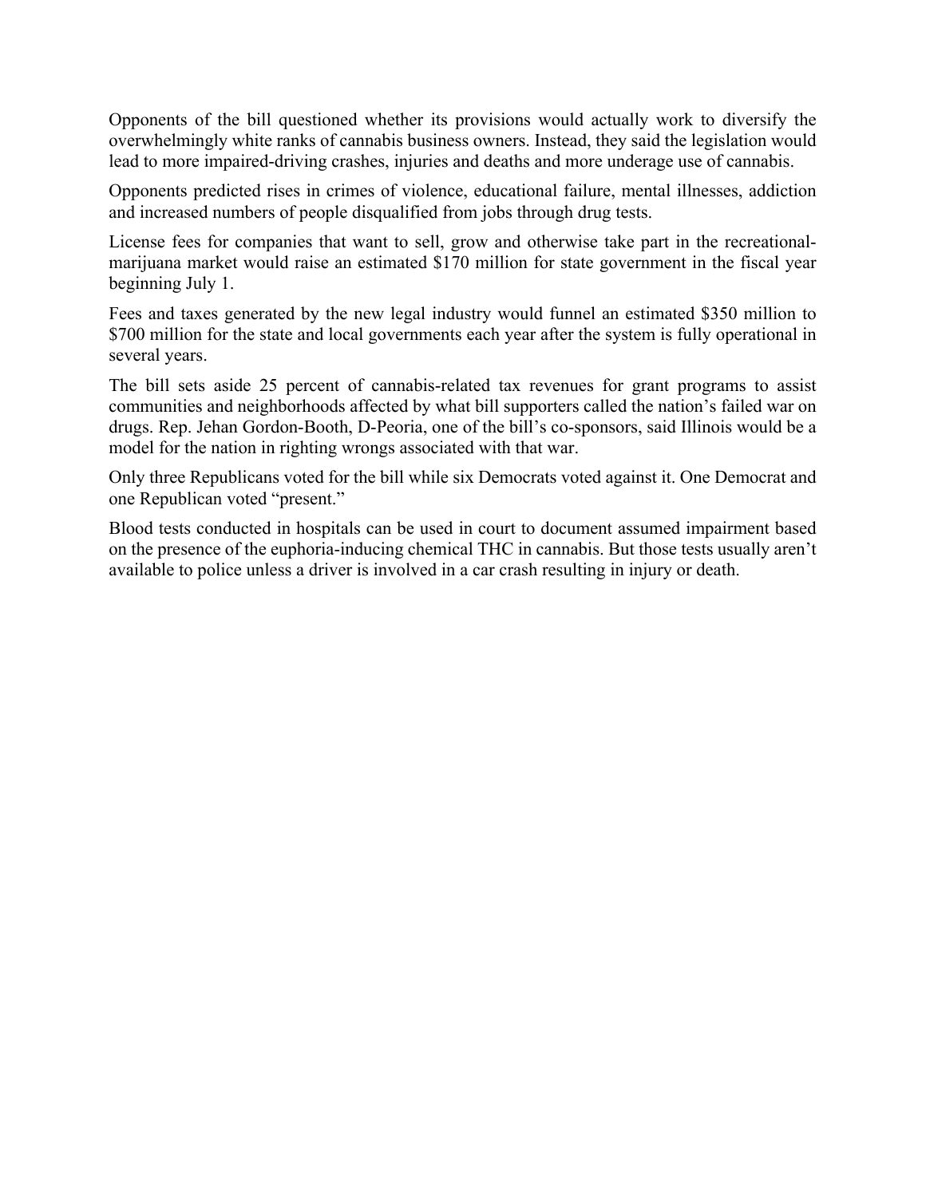Opponents of the bill questioned whether its provisions would actually work to diversify the overwhelmingly white ranks of cannabis business owners. Instead, they said the legislation would lead to more impaired-driving crashes, injuries and deaths and more underage use of cannabis.

Opponents predicted rises in crimes of violence, educational failure, mental illnesses, addiction and increased numbers of people disqualified from jobs through drug tests.

License fees for companies that want to sell, grow and otherwise take part in the recreational-marijuana market would raise an estimated $170 million for state government in the fiscal year beginning July 1.

Fees and taxes generated by the new legal industry would funnel an estimated $350 million to $700 million for the state and local governments each year after the system is fully operational in several years.

The bill sets aside 25 percent of cannabis-related tax revenues for grant programs to assist communities and neighborhoods affected by what bill supporters called the nation's failed war on drugs. Rep. Jehan Gordon-Booth, D-Peoria, one of the bill's co-sponsors, said Illinois would be a model for the nation in righting wrongs associated with that war.

Only three Republicans voted for the bill while six Democrats voted against it. One Democrat and one Republican voted "present."

Blood tests conducted in hospitals can be used in court to document assumed impairment based on the presence of the euphoria-inducing chemical THC in cannabis. But those tests usually aren't available to police unless a driver is involved in a car crash resulting in injury or death.